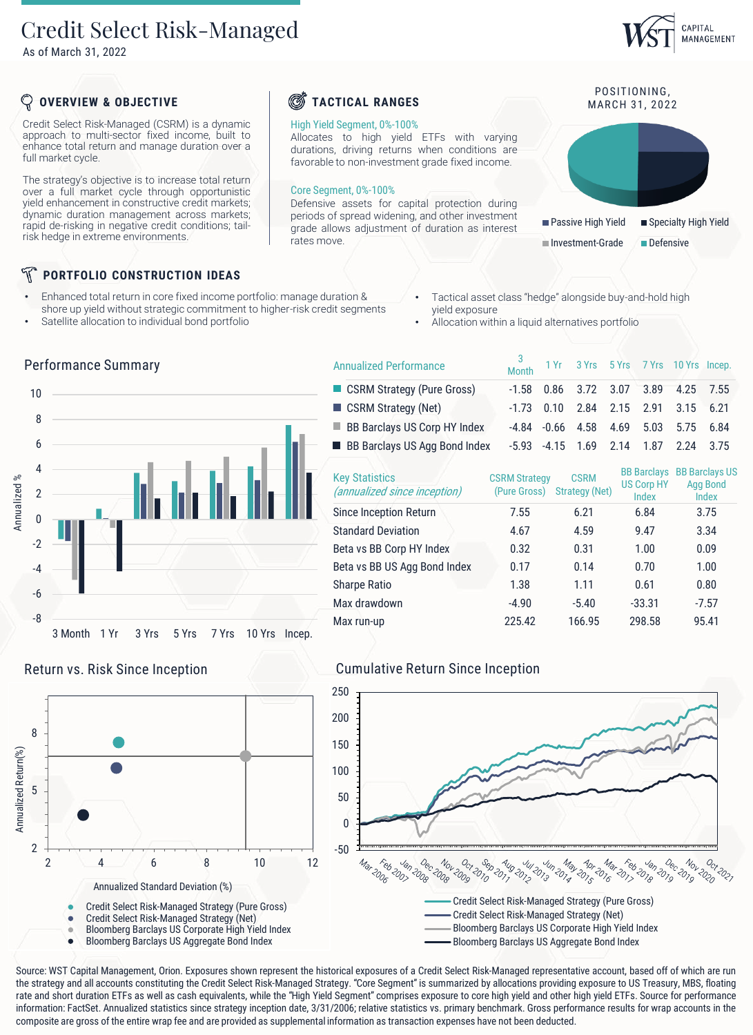# Credit Select Risk-Managed

As of March 31, 2022

WST CAPITAL MANAGEMENT

## OVERVIEW & OBJECTIVE

Credit Select Risk-Managed (CSRM) is a dynamic approach to multi-sector fixed income, built to enhance total return and manage duration over a full market cycle.

The strategy's objective is to increase total return over a full market cycle through opportunistic yield enhancement in constructive credit markets; dynamic duration management across markets; rapid de-risking in negative credit conditions; tail-risk hedge in extreme environments.

## TACTICAL RANGES

**High Yield Segment, 0%-100%**
Allocates to high yield ETFs with varying durations, driving returns when conditions are favorable to non-investment grade fixed income.

**Core Segment, 0%-100%**
Defensive assets for capital protection during periods of spread widening, and other investment grade allows adjustment of duration as interest rates move.

## POSITIONING, MARCH 31, 2022

- Passive High Yield
- Specialty High Yield
- Investment-Grade
- Defensive

## PORTFOLIO CONSTRUCTION IDEAS

- Enhanced total return in core fixed income portfolio: manage duration & shore up yield without strategic commitment to higher-risk credit segments
- Satellite allocation to individual bond portfolio
- Tactical asset class "hedge" alongside buy-and-hold high yield exposure
- Allocation within a liquid alternatives portfolio

## Performance Summary

| Annualized Performance | 3 Month | 1 Yr | 3 Yrs | 5 Yrs | 7 Yrs | 10 Yrs | Incep. |
|---|---|---|---|---|---|---|---|
| CSRM Strategy (Pure Gross) | -1.58 | 0.86 | 3.72 | 3.07 | 3.89 | 4.25 | 7.55 |
| CSRM Strategy (Net) | -1.73 | 0.10 | 2.84 | 2.15 | 2.91 | 3.15 | 6.21 |
| BB Barclays US Corp HY Index | -4.84 | -0.66 | 4.58 | 4.69 | 5.03 | 5.75 | 6.84 |
| BB Barclays US Agg Bond Index | -5.93 | -4.15 | 1.69 | 2.14 | 1.87 | 2.24 | 3.75 |

| Key Statistics *(annualized since inception)* | CSRM Strategy (Pure Gross) | CSRM Strategy (Net) | BB Barclays US Corp HY Index | BB Barclays US Agg Bond Index |
|---|---|---|---|---|
| Since Inception Return | 7.55 | 6.21 | 6.84 | 3.75 |
| Standard Deviation | 4.67 | 4.59 | 9.47 | 3.34 |
| Beta vs BB Corp HY Index | 0.32 | 0.31 | 1.00 | 0.09 |
| Beta vs BB US Agg Bond Index | 0.17 | 0.14 | 0.70 | 1.00 |
| Sharpe Ratio | 1.38 | 1.11 | 0.61 | 0.80 |
| Max drawdown | -4.90 | -5.40 | -33.31 | -7.57 |
| Max run-up | 225.42 | 166.95 | 298.58 | 95.41 |

## Return vs. Risk Since Inception

Annualized Standard Deviation (%) vs. Annualized Return (%)

- Credit Select Risk-Managed Strategy (Pure Gross)
- Credit Select Risk-Managed Strategy (Net)
- Bloomberg Barclays US Corporate High Yield Index
- Bloomberg Barclays US Aggregate Bond Index

## Cumulative Return Since Inception

- Credit Select Risk-Managed Strategy (Pure Gross)
- Credit Select Risk-Managed Strategy (Net)
- Bloomberg Barclays US Corporate High Yield Index
- Bloomberg Barclays US Aggregate Bond Index

Source: WST Capital Management, Orion. Exposures shown represent the historical exposures of a Credit Select Risk-Managed representative account, based off of which are run the strategy and all accounts constituting the Credit Select Risk-Managed Strategy. "Core Segment" is summarized by allocations providing exposure to US Treasury, MBS, floating rate and short duration ETFs as well as cash equivalents, while the "High Yield Segment" comprises exposure to core high yield and other high yield ETFs. Source for performance information: FactSet. Annualized statistics since strategy inception date, 3/31/2006; relative statistics vs. primary benchmark. Gross performance results for wrap accounts in the composite are gross of the entire wrap fee and are provided as supplemental information as transaction expenses have not been deducted.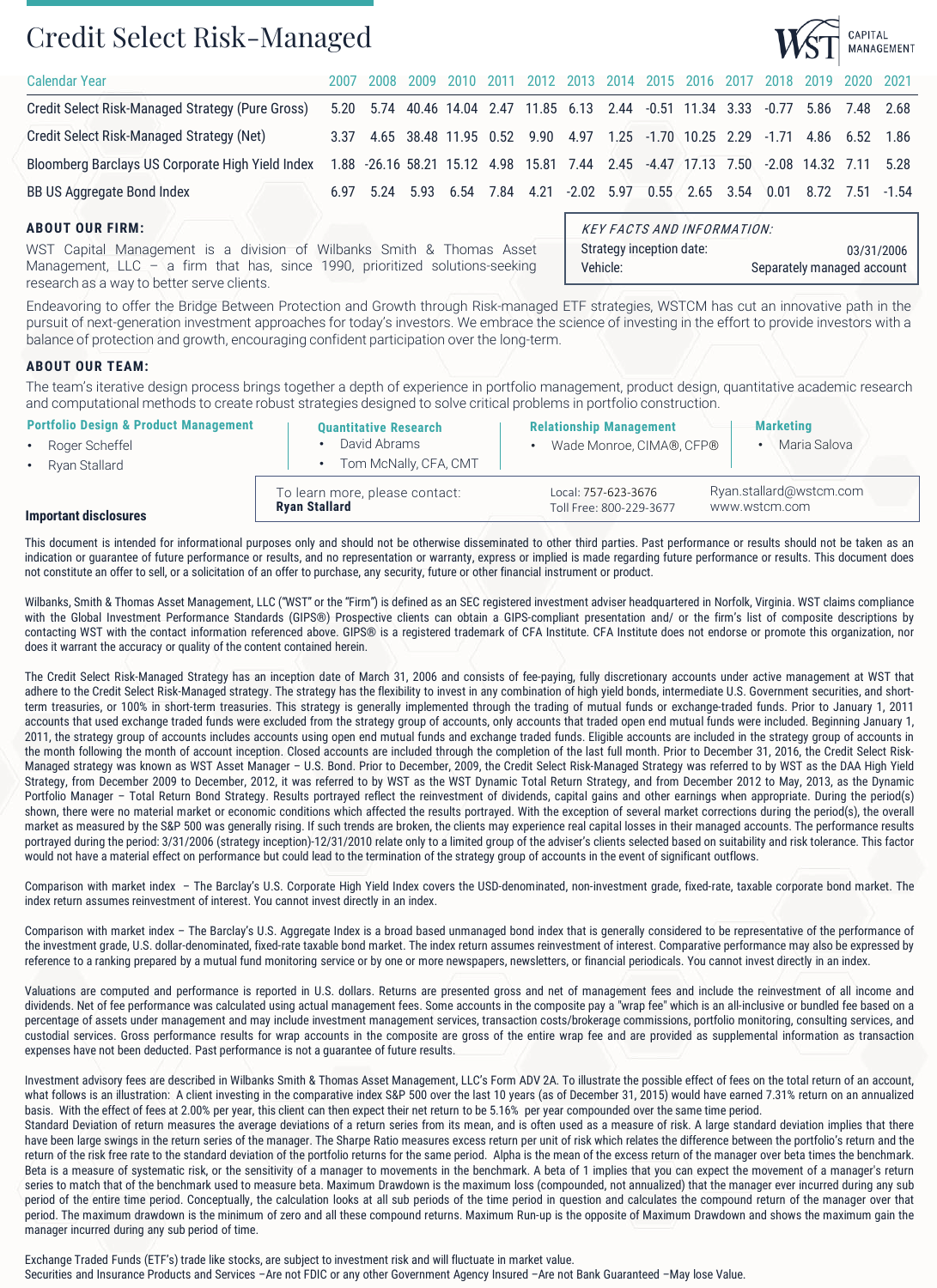# Credit Select Risk-Managed

| Calendar Year | 2007 | 2008 | 2009 | 2010 | 2011 | 2012 | 2013 | 2014 | 2015 | 2016 | 2017 | 2018 | 2019 | 2020 | 2021 |
|---|---|---|---|---|---|---|---|---|---|---|---|---|---|---|---|
| Credit Select Risk-Managed Strategy (Pure Gross) | 5.20 | 5.74 | 40.46 | 14.04 | 2.47 | 11.85 | 6.13 | 2.44 | -0.51 | 11.34 | 3.33 | -0.77 | 5.86 | 7.48 | 2.68 |
| Credit Select Risk-Managed Strategy (Net) | 3.37 | 4.65 | 38.48 | 11.95 | 0.52 | 9.90 | 4.97 | 1.25 | -1.70 | 10.25 | 2.29 | -1.71 | 4.86 | 6.52 | 1.86 |
| Bloomberg Barclays US Corporate High Yield Index | 1.88 | -26.16 | 58.21 | 15.12 | 4.98 | 15.81 | 7.44 | 2.45 | -4.47 | 17.13 | 7.50 | -2.08 | 14.32 | 7.11 | 5.28 |
| BB US Aggregate Bond Index | 6.97 | 5.24 | 5.93 | 6.54 | 7.84 | 4.21 | -2.02 | 5.97 | 0.55 | 2.65 | 3.54 | 0.01 | 8.72 | 7.51 | -1.54 |

## ABOUT OUR FIRM:

WST Capital Management is a division of Wilbanks Smith & Thomas Asset Management, LLC – a firm that has, since 1990, prioritized solutions-seeking research as a way to better serve clients.

*KEY FACTS AND INFORMATION:*

Strategy inception date: 03/31/2006
Vehicle: Separately managed account

Endeavoring to offer the Bridge Between Protection and Growth through Risk-managed ETF strategies, WSTCM has cut an innovative path in the pursuit of next-generation investment approaches for today's investors. We embrace the science of investing in the effort to provide investors with a balance of protection and growth, encouraging confident participation over the long-term.

## ABOUT OUR TEAM:

The team's iterative design process brings together a depth of experience in portfolio management, product design, quantitative academic research and computational methods to create robust strategies designed to solve critical problems in portfolio construction.

**Portfolio Design & Product Management**
- Roger Scheffel
- Ryan Stallard

**Quantitative Research**
- David Abrams
- Tom McNally, CFA, CMT

**Relationship Management**
- Wade Monroe, CIMA®, CFP®

**Marketing**
- Maria Salova

To learn more, please contact:
**Ryan Stallard**
Local: 757-623-3676
Toll Free: 800-229-3677
Ryan.stallard@wstcm.com
www.wstcm.com

**Important disclosures**

This document is intended for informational purposes only and should not be otherwise disseminated to other third parties. Past performance or results should not be taken as an indication or guarantee of future performance or results, and no representation or warranty, express or implied is made regarding future performance or results. This document does not constitute an offer to sell, or a solicitation of an offer to purchase, any security, future or other financial instrument or product.

Wilbanks, Smith & Thomas Asset Management, LLC ("WST" or the "Firm") is defined as an SEC registered investment adviser headquartered in Norfolk, Virginia. WST claims compliance with the Global Investment Performance Standards (GIPS®) Prospective clients can obtain a GIPS-compliant presentation and/ or the firm's list of composite descriptions by contacting WST with the contact information referenced above. GIPS® is a registered trademark of CFA Institute. CFA Institute does not endorse or promote this organization, nor does it warrant the accuracy or quality of the content contained herein.

The Credit Select Risk-Managed Strategy has an inception date of March 31, 2006 and consists of fee-paying, fully discretionary accounts under active management at WST that adhere to the Credit Select Risk-Managed strategy. The strategy has the flexibility to invest in any combination of high yield bonds, intermediate U.S. Government securities, and short-term treasuries, or 100% in short-term treasuries. This strategy is generally implemented through the trading of mutual funds or exchange-traded funds. Prior to January 1, 2011 accounts that used exchange traded funds were excluded from the strategy group of accounts, only accounts that traded open end mutual funds were included. Beginning January 1, 2011, the strategy group of accounts includes accounts using open end mutual funds and exchange traded funds. Eligible accounts are included in the strategy group of accounts in the month following the month of account inception. Closed accounts are included through the completion of the last full month. Prior to December 31, 2016, the Credit Select Risk-Managed strategy was known as WST Asset Manager – U.S. Bond. Prior to December, 2009, the Credit Select Risk-Managed Strategy was referred to by WST as the DAA High Yield Strategy, from December 2009 to December, 2012, it was referred to by WST as the WST Dynamic Total Return Strategy, and from December 2012 to May, 2013, as the Dynamic Portfolio Manager – Total Return Bond Strategy. Results portrayed reflect the reinvestment of dividends, capital gains and other earnings when appropriate. During the period(s) shown, there were no material market or economic conditions which affected the results portrayed. With the exception of several market corrections during the period(s), the overall market as measured by the S&P 500 was generally rising. If such trends are broken, the clients may experience real capital losses in their managed accounts. The performance results portrayed during the period: 3/31/2006 (strategy inception)-12/31/2010 relate only to a limited group of the adviser's clients selected based on suitability and risk tolerance. This factor would not have a material effect on performance but could lead to the termination of the strategy group of accounts in the event of significant outflows.

Comparison with market index – The Barclay's U.S. Corporate High Yield Index covers the USD-denominated, non-investment grade, fixed-rate, taxable corporate bond market. The index return assumes reinvestment of interest. You cannot invest directly in an index.

Comparison with market index – The Barclay's U.S. Aggregate Index is a broad based unmanaged bond index that is generally considered to be representative of the performance of the investment grade, U.S. dollar-denominated, fixed-rate taxable bond market. The index return assumes reinvestment of interest. Comparative performance may also be expressed by reference to a ranking prepared by a mutual fund monitoring service or by one or more newspapers, newsletters, or financial periodicals. You cannot invest directly in an index.

Valuations are computed and performance is reported in U.S. dollars. Returns are presented gross and net of management fees and include the reinvestment of all income and dividends. Net of fee performance was calculated using actual management fees. Some accounts in the composite pay a "wrap fee" which is an all-inclusive or bundled fee based on a percentage of assets under management and may include investment management services, transaction costs/brokerage commissions, portfolio monitoring, consulting services, and custodial services. Gross performance results for wrap accounts in the composite are gross of the entire wrap fee and are provided as supplemental information as transaction expenses have not been deducted. Past performance is not a guarantee of future results.

Investment advisory fees are described in Wilbanks Smith & Thomas Asset Management, LLC's Form ADV 2A. To illustrate the possible effect of fees on the total return of an account, what follows is an illustration: A client investing in the comparative index S&P 500 over the last 10 years (as of December 31, 2015) would have earned 7.31% return on an annualized basis. With the effect of fees at 2.00% per year, this client can then expect their net return to be 5.16% per year compounded over the same time period.
Standard Deviation of return measures the average deviations of a return series from its mean, and is often used as a measure of risk. A large standard deviation implies that there have been large swings in the return series of the manager. The Sharpe Ratio measures excess return per unit of risk which relates the difference between the portfolio's return and the return of the risk free rate to the standard deviation of the portfolio returns for the same period. Alpha is the mean of the excess return of the manager over beta times the benchmark. Beta is a measure of systematic risk, or the sensitivity of a manager to movements in the benchmark. A beta of 1 implies that you can expect the movement of a manager's return series to match that of the benchmark used to measure beta. Maximum Drawdown is the maximum loss (compounded, not annualized) that the manager ever incurred during any sub period of the entire time period. Conceptually, the calculation looks at all sub periods of the time period in question and calculates the compound return of the manager over that period. The maximum drawdown is the minimum of zero and all these compound returns. Maximum Run-up is the opposite of Maximum Drawdown and shows the maximum gain the manager incurred during any sub period of time.

Exchange Traded Funds (ETF's) trade like stocks, are subject to investment risk and will fluctuate in market value.
Securities and Insurance Products and Services –Are not FDIC or any other Government Agency Insured –Are not Bank Guaranteed –May lose Value.